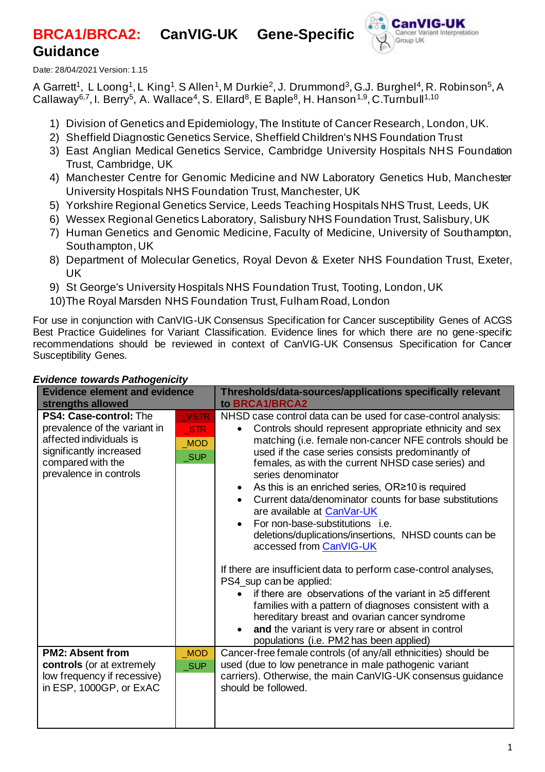# BRCA1/BRCA2: CanVIG-UK Gene-Specific Guidance

Date: 28/04/2021 Version: 1.15

A Garrett[1], L Loong[1], L King[1], S Allen[1], M Durkie[2], J. Drummond[3], G.J. Burghel[4], R. Robinson[5], A Callaway[6,7], I. Berry[5], A. Wallace[4], S. Ellard[8], E Baple[8], H. Hanson[1,9], C.Turnbull[1,10]

1) Division of Genetics and Epidemiology, The Institute of Cancer Research, London, UK.
2) Sheffield Diagnostic Genetics Service, Sheffield Children's NHS Foundation Trust
3) East Anglian Medical Genetics Service, Cambridge University Hospitals NHS Foundation Trust, Cambridge, UK
4) Manchester Centre for Genomic Medicine and NW Laboratory Genetics Hub, Manchester University Hospitals NHS Foundation Trust, Manchester, UK
5) Yorkshire Regional Genetics Service, Leeds Teaching Hospitals NHS Trust, Leeds, UK
6) Wessex Regional Genetics Laboratory, Salisbury NHS Foundation Trust, Salisbury, UK
7) Human Genetics and Genomic Medicine, Faculty of Medicine, University of Southampton, Southampton, UK
8) Department of Molecular Genetics, Royal Devon & Exeter NHS Foundation Trust, Exeter, UK
9) St George's University Hospitals NHS Foundation Trust, Tooting, London, UK
10) The Royal Marsden NHS Foundation Trust, Fulham Road, London

For use in conjunction with CanVIG-UK Consensus Specification for Cancer susceptibility Genes of ACGS Best Practice Guidelines for Variant Classification. Evidence lines for which there are no gene-specific recommendations should be reviewed in context of CanVIG-UK Consensus Specification for Cancer Susceptibility Genes.

***Evidence towards Pathogenicity***

| Evidence element and evidence strengths allowed | | Thresholds/data-sources/applications specifically relevant to BRCA1/BRCA2 |
|---|---|---|
| **PS4: Case-control:** The prevalence of the variant in affected individuals is significantly increased compared with the prevalence in controls | _VSTR<br>_STR<br>_MOD<br>_SUP | NHSD case control data can be used for case-control analysis:<br>• Controls should represent appropriate ethnicity and sex matching (i.e. female non-cancer NFE controls should be used if the case series consists predominantly of females, as with the current NHSD case series) and series denominator<br>• As this is an enriched series, OR≥10 is required<br>• Current data/denominator counts for base substitutions are available at CanVar-UK<br>• For non-base-substitutions i.e. deletions/duplications/insertions, NHSD counts can be accessed from CanVIG-UK<br><br>If there are insufficient data to perform case-control analyses, PS4_sup can be applied:<br>• if there are observations of the variant in ≥5 different families with a pattern of diagnoses consistent with a hereditary breast and ovarian cancer syndrome<br>• **and** the variant is very rare or absent in control populations (i.e. PM2 has been applied) |
| **PM2: Absent from controls** (or at extremely low frequency if recessive) in ESP, 1000GP, or ExAC | _MOD<br>_SUP | Cancer-free female controls (of any/all ethnicities) should be used (due to low penetrance in male pathogenic variant carriers). Otherwise, the main CanVIG-UK consensus guidance should be followed. |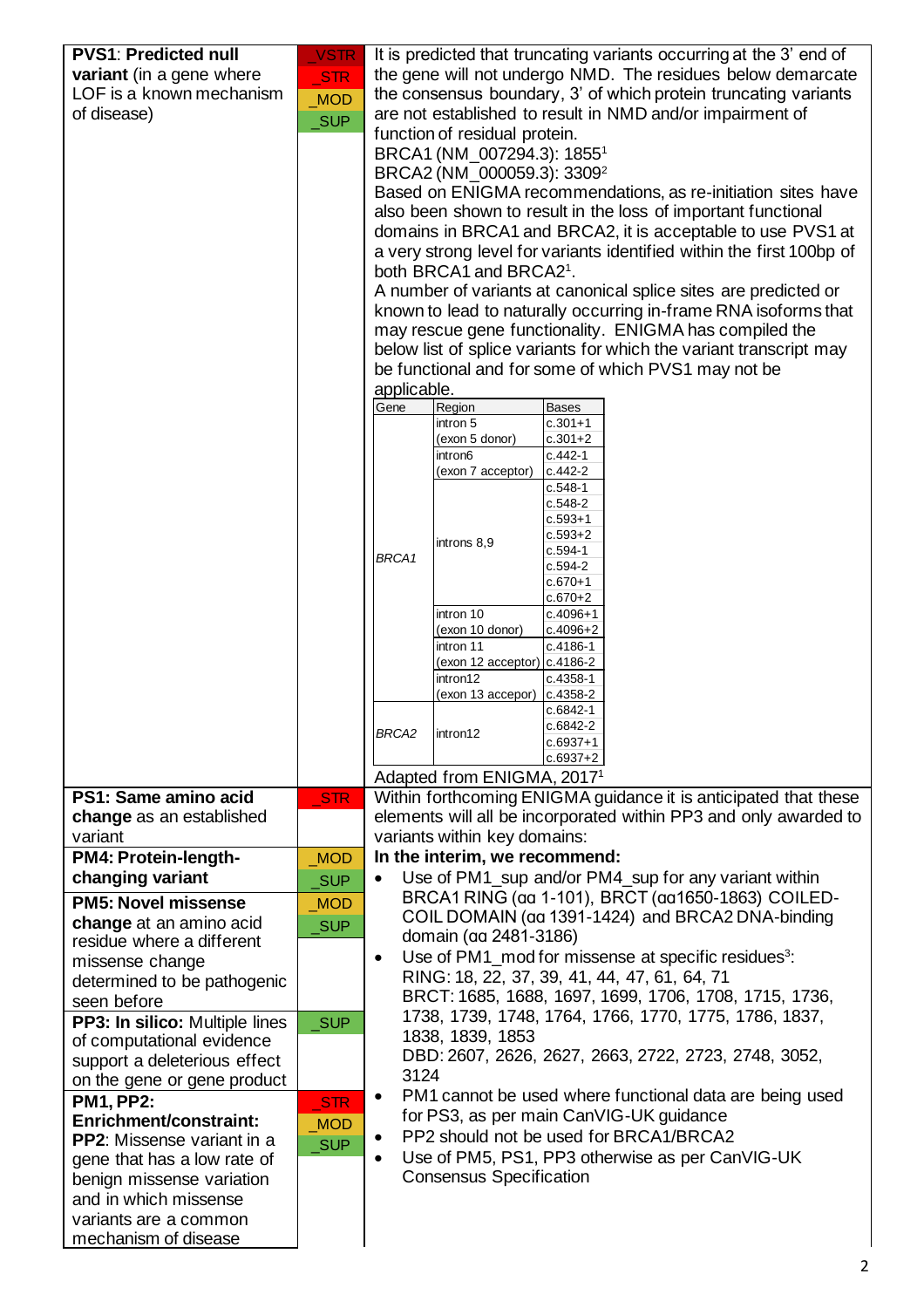| | | |
|---|---|---|
| **PVS1**: **Predicted null variant** (in a gene where LOF is a known mechanism of disease) | _VSTR<br>_STR<br>_MOD<br>_SUP | It is predicted that truncating variants occurring at the 3' end of the gene will not undergo NMD. The residues below demarcate the consensus boundary, 3' of which protein truncating variants are not established to result in NMD and/or impairment of function of residual protein.<br>BRCA1 (NM_007294.3): 1855[1]<br>BRCA2 (NM_000059.3): 3309[2]<br>Based on ENIGMA recommendations, as re-initiation sites have also been shown to result in the loss of important functional domains in BRCA1 and BRCA2, it is acceptable to use PVS1 at a very strong level for variants identified within the first 100bp of both BRCA1 and BRCA2[1].<br>A number of variants at canonical splice sites are predicted or known to lead to naturally occurring in-frame RNA isoforms that may rescue gene functionality. ENIGMA has compiled the below list of splice variants for which the variant transcript may be functional and for some of which PVS1 may not be applicable. |

| Gene | Region | Bases |
|---|---|---|
| *BRCA1* | intron 5 (exon 5 donor) | c.301+1<br>c.301+2 |
| | intron6 (exon 7 acceptor) | c.442-1<br>c.442-2 |
| | introns 8,9 | c.548-1<br>c.548-2<br>c.593+1<br>c.593+2<br>c.594-1<br>c.594-2<br>c.670+1<br>c.670+2 |
| | intron 10 (exon 10 donor) | c.4096+1<br>c.4096+2 |
| | intron 11 (exon 12 acceptor) | c.4186-1<br>c.4186-2 |
| | intron12 (exon 13 accepor) | c.4358-1<br>c.4358-2 |
| *BRCA2* | intron12 | c.6842-1<br>c.6842-2<br>c.6937+1<br>c.6937+2 |

Adapted from ENIGMA, 2017[1]

| | | |
|---|---|---|
| **PS1: Same amino acid change** as an established variant | _STR | Within forthcoming ENIGMA guidance it is anticipated that these elements will all be incorporated within PP3 and only awarded to variants within key domains:<br>**In the interim, we recommend:**<br>• Use of PM1_sup and/or PM4_sup for any variant within BRCA1 RING (αα 1-101), BRCT (αα1650-1863) COILED-COIL DOMAIN (αα 1391-1424) and BRCA2 DNA-binding domain (αα 2481-3186)<br>• Use of PM1_mod for missense at specific residues[3]:<br>RING: 18, 22, 37, 39, 41, 44, 47, 61, 64, 71<br>BRCT: 1685, 1688, 1697, 1699, 1706, 1708, 1715, 1736, 1738, 1739, 1748, 1764, 1766, 1770, 1775, 1786, 1837, 1838, 1839, 1853<br>DBD: 2607, 2626, 2627, 2663, 2722, 2723, 2748, 3052, 3124<br>• PM1 cannot be used where functional data are being used for PS3, as per main CanVIG-UK guidance<br>• PP2 should not be used for BRCA1/BRCA2<br>• Use of PM5, PS1, PP3 otherwise as per CanVIG-UK Consensus Specification |
| **PM4: Protein-length-changing variant** | _MOD<br>_SUP | |
| **PM5: Novel missense change** at an amino acid residue where a different missense change determined to be pathogenic seen before | _MOD<br>_SUP | |
| **PP3: In silico:** Multiple lines of computational evidence support a deleterious effect on the gene or gene product | _SUP | |
| **PM1, PP2: Enrichment/constraint:**<br>**PP2**: Missense variant in a gene that has a low rate of benign missense variation and in which missense variants are a common mechanism of disease | _STR<br>_MOD<br>_SUP | |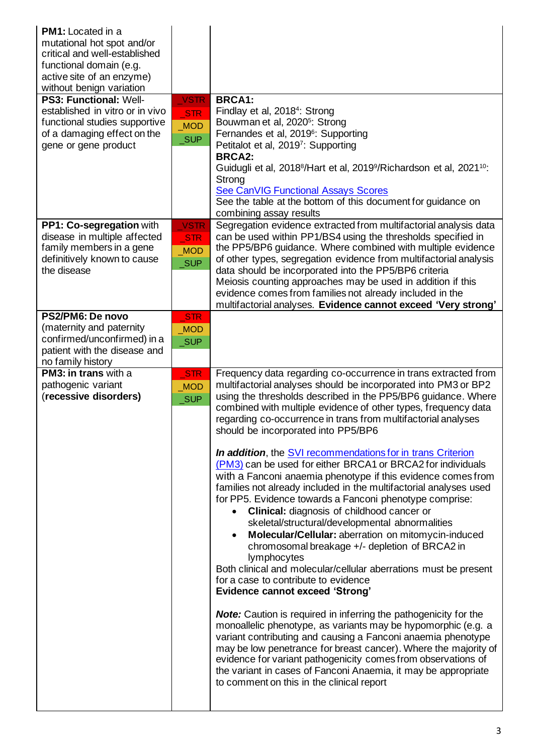| | | |
|---|---|---|
| **PM1:** Located in a mutational hot spot and/or critical and well-established functional domain (e.g. active site of an enzyme) without benign variation | | |
| **PS3: Functional:** Well-established in vitro or in vivo functional studies supportive of a damaging effect on the gene or gene product | _VSTR<br>_STR<br>_MOD<br>_SUP | **BRCA1:**<br>Findlay et al, 2018[4]: Strong<br>Bouwman et al, 2020[5]: Strong<br>Fernandes et al, 2019[6]: Supporting<br>Petitalot et al, 2019[7]: Supporting<br>**BRCA2:**<br>Guidugli et al, 2018[8]/Hart et al, 2019[9]/Richardson et al, 2021[10]: Strong<br>See CanVIG Functional Assays Scores<br>See the table at the bottom of this document for guidance on combining assay results |
| **PP1: Co-segregation** with disease in multiple affected family members in a gene definitively known to cause the disease | _VSTR<br>_STR<br>_MOD<br>_SUP | Segregation evidence extracted from multifactorial analysis data can be used within PP1/BS4 using the thresholds specified in the PP5/BP6 guidance. Where combined with multiple evidence of other types, segregation evidence from multifactorial analysis data should be incorporated into the PP5/BP6 criteria<br>Meiosis counting approaches may be used in addition if this evidence comes from families not already included in the multifactorial analyses. **Evidence cannot exceed 'Very strong'** |
| **PS2/PM6: De novo** (maternity and paternity confirmed/unconfirmed) in a patient with the disease and no family history | _STR<br>_MOD<br>_SUP | |
| **PM3: in trans** with a pathogenic variant (**recessive disorders**) | _STR<br>_MOD<br>_SUP | Frequency data regarding co-occurrence in trans extracted from multifactorial analyses should be incorporated into PM3 or BP2 using the thresholds described in the PP5/BP6 guidance. Where combined with multiple evidence of other types, frequency data regarding co-occurrence in trans from multifactorial analyses should be incorporated into PP5/BP6<br><br>***In addition***, the SVI recommendations for in trans Criterion (PM3) can be used for either BRCA1 or BRCA2 for individuals with a Fanconi anaemia phenotype if this evidence comes from families not already included in the multifactorial analyses used for PP5. Evidence towards a Fanconi phenotype comprise:<br>• **Clinical:** diagnosis of childhood cancer or skeletal/structural/developmental abnormalities<br>• **Molecular/Cellular:** aberration on mitomycin-induced chromosomal breakage +/- depletion of BRCA2 in lymphocytes<br>Both clinical and molecular/cellular aberrations must be present for a case to contribute to evidence<br>**Evidence cannot exceed 'Strong'**<br><br>***Note:*** Caution is required in inferring the pathogenicity for the monoallelic phenotype, as variants may be hypomorphic (e.g. a variant contributing and causing a Fanconi anaemia phenotype may be low penetrance for breast cancer). Where the majority of evidence for variant pathogenicity comes from observations of the variant in cases of Fanconi Anaemia, it may be appropriate to comment on this in the clinical report |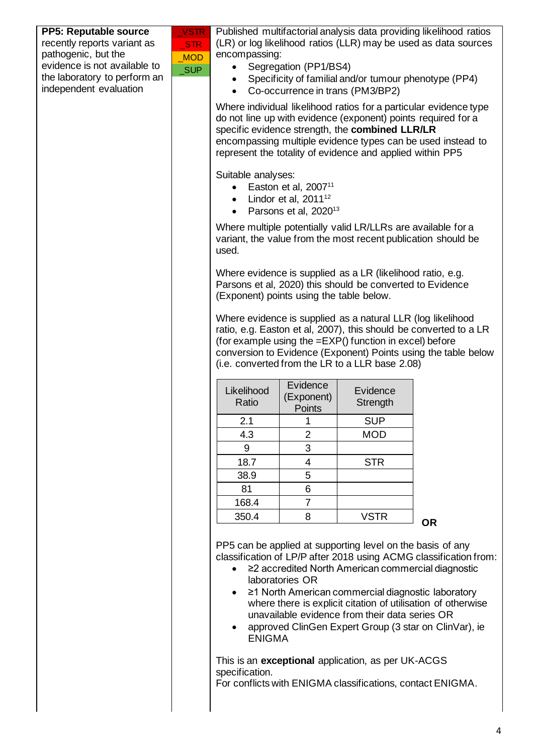| | | |
|---|---|---|
| **PP5: Reputable source** recently reports variant as pathogenic, but the evidence is not available to the laboratory to perform an independent evaluation | _VSTR<br>_STR<br>_MOD<br>_SUP | Published multifactorial analysis data providing likelihood ratios (LR) or log likelihood ratios (LLR) may be used as data sources encompassing:<br>• Segregation (PP1/BS4)<br>• Specificity of familial and/or tumour phenotype (PP4)<br>• Co-occurrence in trans (PM3/BP2)<br><br>Where individual likelihood ratios for a particular evidence type do not line up with evidence (exponent) points required for a specific evidence strength, the **combined LLR/LR** encompassing multiple evidence types can be used instead to represent the totality of evidence and applied within PP5<br><br>Suitable analyses:<br>• Easton et al, 2007[11]<br>• Lindor et al, 2011[12]<br>• Parsons et al, 2020[13]<br><br>Where multiple potentially valid LR/LLRs are available for a variant, the value from the most recent publication should be used.<br><br>Where evidence is supplied as a LR (likelihood ratio, e.g. Parsons et al, 2020) this should be converted to Evidence (Exponent) points using the table below.<br><br>Where evidence is supplied as a natural LLR (log likelihood ratio, e.g. Easton et al, 2007), this should be converted to a LR (for example using the =EXP() function in excel) before conversion to Evidence (Exponent) Points using the table below (i.e. converted from the LR to a LLR base 2.08)<br><br>(see table below) |

| Likelihood Ratio | Evidence (Exponent) Points | Evidence Strength |
|---|---|---|
| 2.1 | 1 | SUP |
| 4.3 | 2 | MOD |
| 9 | 3 | |
| 18.7 | 4 | STR |
| 38.9 | 5 | |
| 81 | 6 | |
| 168.4 | 7 | |
| 350.4 | 8 | VSTR |

**OR**

PP5 can be applied at supporting level on the basis of any classification of LP/P after 2018 using ACMG classification from:

- ≥2 accredited North American commercial diagnostic laboratories OR
- ≥1 North American commercial diagnostic laboratory where there is explicit citation of utilisation of otherwise unavailable evidence from their data series OR
- approved ClinGen Expert Group (3 star on ClinVar), ie ENIGMA

This is an **exceptional** application, as per UK-ACGS specification.
For conflicts with ENIGMA classifications, contact ENIGMA.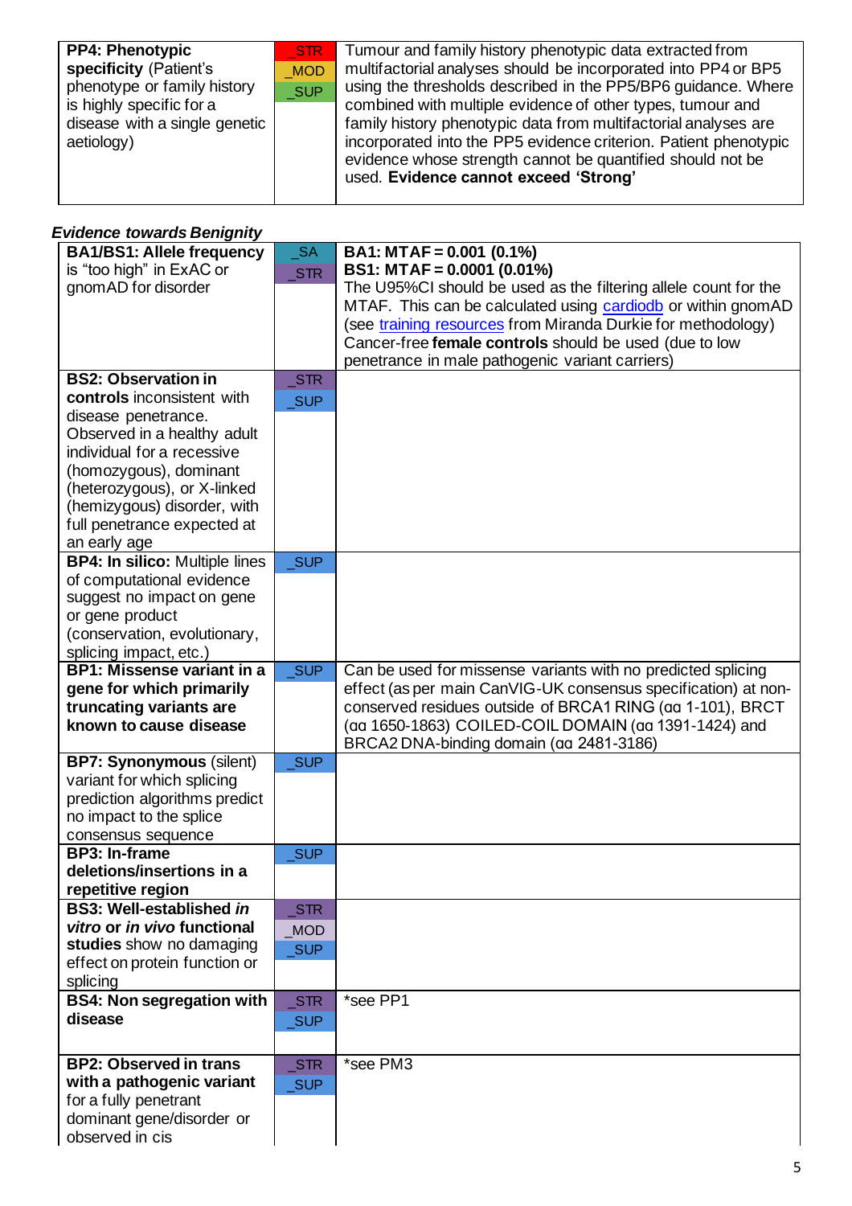| | | |
|---|---|---|
| **PP4: Phenotypic specificity** (Patient's phenotype or family history is highly specific for a disease with a single genetic aetiology) | _STR<br>_MOD<br>_SUP | Tumour and family history phenotypic data extracted from multifactorial analyses should be incorporated into PP4 or BP5 using the thresholds described in the PP5/BP6 guidance. Where combined with multiple evidence of other types, tumour and family history phenotypic data from multifactorial analyses are incorporated into the PP5 evidence criterion. Patient phenotypic evidence whose strength cannot be quantified should not be used. **Evidence cannot exceed 'Strong'** |

***Evidence towards Benignity***

| | | |
|---|---|---|
| **BA1/BS1: Allele frequency** is "too high" in ExAC or gnomAD for disorder | _SA<br>_STR | **BA1: MTAF = 0.001 (0.1%)**<br>**BS1: MTAF = 0.0001 (0.01%)**<br>The U95%CI should be used as the filtering allele count for the MTAF. This can be calculated using cardiodb or within gnomAD (see training resources from Miranda Durkie for methodology) Cancer-free **female controls** should be used (due to low penetrance in male pathogenic variant carriers) |
| **BS2: Observation in controls** inconsistent with disease penetrance. Observed in a healthy adult individual for a recessive (homozygous), dominant (heterozygous), or X-linked (hemizygous) disorder, with full penetrance expected at an early age | _STR<br>_SUP | |
| **BP4: In silico:** Multiple lines of computational evidence suggest no impact on gene or gene product (conservation, evolutionary, splicing impact, etc.) | _SUP | |
| **BP1: Missense variant in a gene for which primarily truncating variants are known to cause disease** | _SUP | Can be used for missense variants with no predicted splicing effect (as per main CanVIG-UK consensus specification) at non-conserved residues outside of BRCA1 RING (αα 1-101), BRCT (αα 1650-1863) COILED-COIL DOMAIN (αα 1391-1424) and BRCA2 DNA-binding domain (αα 2481-3186) |
| **BP7: Synonymous** (silent) variant for which splicing prediction algorithms predict no impact to the splice consensus sequence | _SUP | |
| **BP3: In-frame deletions/insertions in a repetitive region** | _SUP | |
| **BS3: Well-established *in vitro* or *in vivo* functional studies** show no damaging effect on protein function or splicing | _STR<br>_MOD<br>_SUP | |
| **BS4: Non segregation with disease** | _STR<br>_SUP | *see PP1 |
| **BP2: Observed in trans with a pathogenic variant** for a fully penetrant dominant gene/disorder or observed in cis | _STR<br>_SUP | *see PM3 |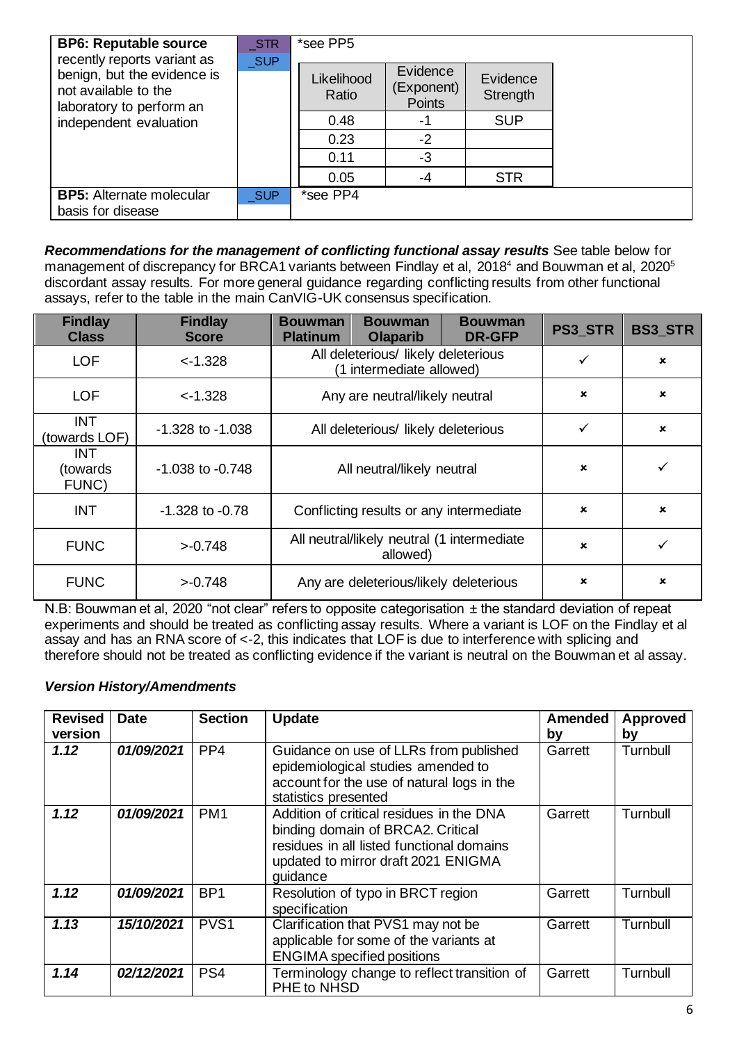| | | |
|---|---|---|
| **BP6: Reputable source** recently reports variant as benign, but the evidence is not available to the laboratory to perform an independent evaluation | _STR<br>_SUP | *see PP5<br><br>Likelihood Ratio / Evidence (Exponent) Points / Evidence Strength:<br>0.48 / -1 / SUP<br>0.23 / -2 /<br>0.11 / -3 /<br>0.05 / -4 / STR |
| **BP5:** Alternate molecular basis for disease | _SUP | *see PP4 |

***Recommendations for the management of conflicting functional assay results*** See table below for management of discrepancy for BRCA1 variants between Findlay et al, 2018[4] and Bouwman et al, 2020[5] discordant assay results. For more general guidance regarding conflicting results from other functional assays, refer to the table in the main CanVIG-UK consensus specification.

| Findlay Class | Findlay Score | Bouwman Platinum | Bouwman Olaparib | Bouwman DR-GFP | PS3_STR | BS3_STR |
|---|---|---|---|---|---|---|
| LOF | <-1.328 | All deleterious/ likely deleterious (1 intermediate allowed) | | | ✓ | × |
| LOF | <-1.328 | Any are neutral/likely neutral | | | × | × |
| INT (towards LOF) | -1.328 to -1.038 | All deleterious/ likely deleterious | | | ✓ | × |
| INT (towards FUNC) | -1.038 to -0.748 | All neutral/likely neutral | | | × | ✓ |
| INT | -1.328 to -0.78 | Conflicting results or any intermediate | | | × | × |
| FUNC | >-0.748 | All neutral/likely neutral (1 intermediate allowed) | | | × | ✓ |
| FUNC | >-0.748 | Any are deleterious/likely deleterious | | | × | × |

N.B: Bouwman et al, 2020 "not clear" refers to opposite categorisation ± the standard deviation of repeat experiments and should be treated as conflicting assay results. Where a variant is LOF on the Findlay et al assay and has an RNA score of <-2, this indicates that LOF is due to interference with splicing and therefore should not be treated as conflicting evidence if the variant is neutral on the Bouwman et al assay.

***Version History/Amendments***

| Revised version | Date | Section | Update | Amended by | Approved by |
|---|---|---|---|---|---|
| ***1.12*** | ***01/09/2021*** | PP4 | Guidance on use of LLRs from published epidemiological studies amended to account for the use of natural logs in the statistics presented | Garrett | Turnbull |
| ***1.12*** | ***01/09/2021*** | PM1 | Addition of critical residues in the DNA binding domain of BRCA2. Critical residues in all listed functional domains updated to mirror draft 2021 ENIGMA guidance | Garrett | Turnbull |
| ***1.12*** | ***01/09/2021*** | BP1 | Resolution of typo in BRCT region specification | Garrett | Turnbull |
| ***1.13*** | ***15/10/2021*** | PVS1 | Clarification that PVS1 may not be applicable for some of the variants at ENGIMA specified positions | Garrett | Turnbull |
| ***1.14*** | ***02/12/2021*** | PS4 | Terminology change to reflect transition of PHE to NHSD | Garrett | Turnbull |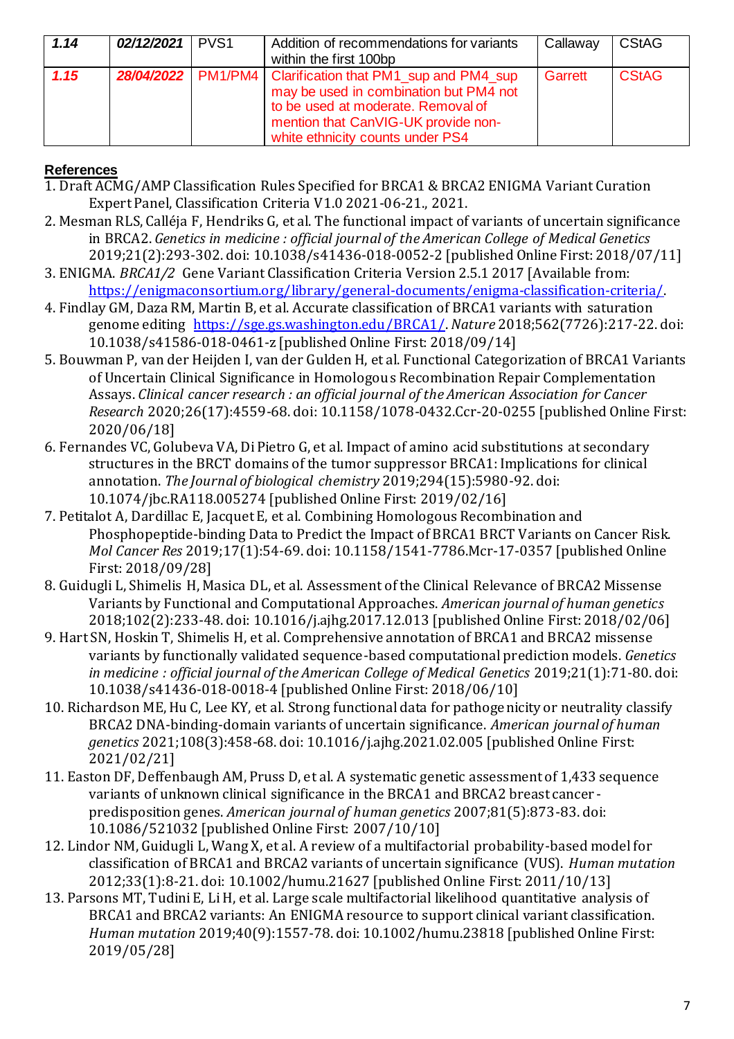| | | | | | |
|---|---|---|---|---|---|
| ***1.14*** | ***02/12/2021*** | PVS1 | Addition of recommendations for variants within the first 100bp | Callaway | CStAG |
| ***1.15*** | ***28/04/2022*** | PM1/PM4 | Clarification that PM1_sup and PM4_sup may be used in combination but PM4 not to be used at moderate. Removal of mention that CanVIG-UK provide non-white ethnicity counts under PS4 | Garrett | CStAG |

**References**

1. Draft ACMG/AMP Classification Rules Specified for BRCA1 & BRCA2 ENIGMA Variant Curation Expert Panel, Classification Criteria V1.0 2021-06-21., 2021.
2. Mesman RLS, Calléja F, Hendriks G, et al. The functional impact of variants of uncertain significance in BRCA2. *Genetics in medicine : official journal of the American College of Medical Genetics* 2019;21(2):293-302. doi: 10.1038/s41436-018-0052-2 [published Online First: 2018/07/11]
3. ENIGMA. *BRCA1/2* Gene Variant Classification Criteria Version 2.5.1 2017 [Available from: https://enigmaconsortium.org/library/general-documents/enigma-classification-criteria/.
4. Findlay GM, Daza RM, Martin B, et al. Accurate classification of BRCA1 variants with saturation genome editing https://sge.gs.washington.edu/BRCA1/. *Nature* 2018;562(7726):217-22. doi: 10.1038/s41586-018-0461-z [published Online First: 2018/09/14]
5. Bouwman P, van der Heijden I, van der Gulden H, et al. Functional Categorization of BRCA1 Variants of Uncertain Clinical Significance in Homologous Recombination Repair Complementation Assays. *Clinical cancer research : an official journal of the American Association for Cancer Research* 2020;26(17):4559-68. doi: 10.1158/1078-0432.Ccr-20-0255 [published Online First: 2020/06/18]
6. Fernandes VC, Golubeva VA, Di Pietro G, et al. Impact of amino acid substitutions at secondary structures in the BRCT domains of the tumor suppressor BRCA1: Implications for clinical annotation. *The Journal of biological chemistry* 2019;294(15):5980-92. doi: 10.1074/jbc.RA118.005274 [published Online First: 2019/02/16]
7. Petitalot A, Dardillac E, Jacquet E, et al. Combining Homologous Recombination and Phosphopeptide-binding Data to Predict the Impact of BRCA1 BRCT Variants on Cancer Risk. *Mol Cancer Res* 2019;17(1):54-69. doi: 10.1158/1541-7786.Mcr-17-0357 [published Online First: 2018/09/28]
8. Guidugli L, Shimelis H, Masica DL, et al. Assessment of the Clinical Relevance of BRCA2 Missense Variants by Functional and Computational Approaches. *American journal of human genetics* 2018;102(2):233-48. doi: 10.1016/j.ajhg.2017.12.013 [published Online First: 2018/02/06]
9. Hart SN, Hoskin T, Shimelis H, et al. Comprehensive annotation of BRCA1 and BRCA2 missense variants by functionally validated sequence-based computational prediction models. *Genetics in medicine : official journal of the American College of Medical Genetics* 2019;21(1):71-80. doi: 10.1038/s41436-018-0018-4 [published Online First: 2018/06/10]
10. Richardson ME, Hu C, Lee KY, et al. Strong functional data for pathogenicity or neutrality classify BRCA2 DNA-binding-domain variants of uncertain significance. *American journal of human genetics* 2021;108(3):458-68. doi: 10.1016/j.ajhg.2021.02.005 [published Online First: 2021/02/21]
11. Easton DF, Deffenbaugh AM, Pruss D, et al. A systematic genetic assessment of 1,433 sequence variants of unknown clinical significance in the BRCA1 and BRCA2 breast cancer-predisposition genes. *American journal of human genetics* 2007;81(5):873-83. doi: 10.1086/521032 [published Online First: 2007/10/10]
12. Lindor NM, Guidugli L, Wang X, et al. A review of a multifactorial probability-based model for classification of BRCA1 and BRCA2 variants of uncertain significance (VUS). *Human mutation* 2012;33(1):8-21. doi: 10.1002/humu.21627 [published Online First: 2011/10/13]
13. Parsons MT, Tudini E, Li H, et al. Large scale multifactorial likelihood quantitative analysis of BRCA1 and BRCA2 variants: An ENIGMA resource to support clinical variant classification. *Human mutation* 2019;40(9):1557-78. doi: 10.1002/humu.23818 [published Online First: 2019/05/28]